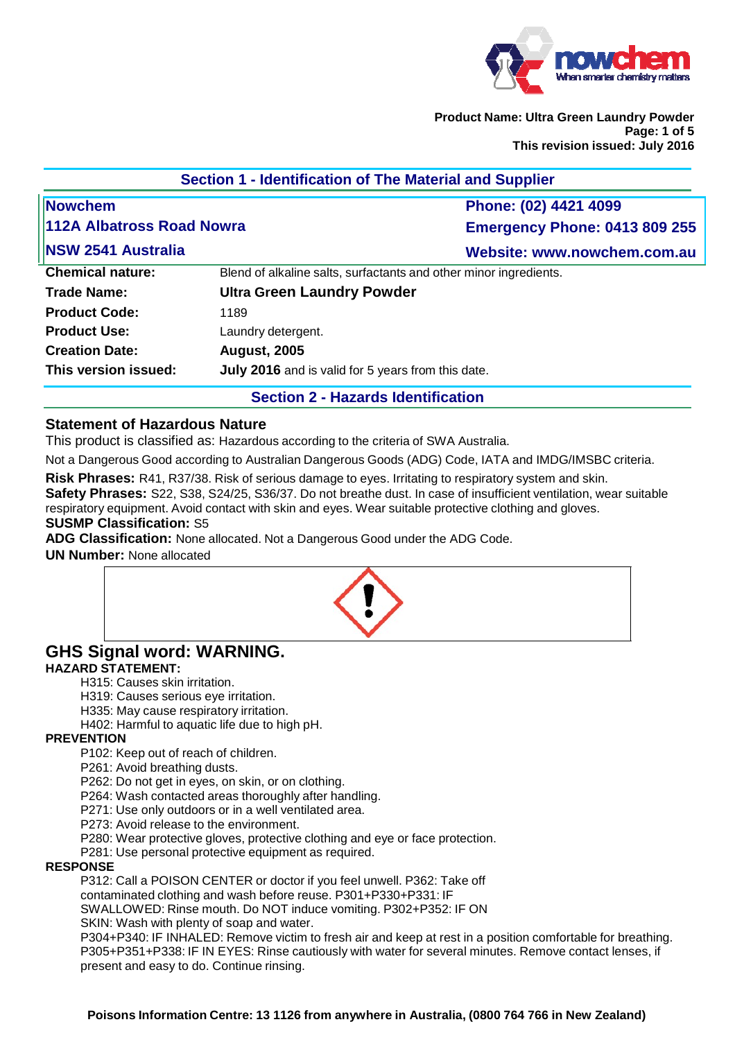**Product Name: Ultra Green Laundry Powder**
**This revision issued: July 2016**

## Section 1 - Identification of The Material and Supplier

| | |
|---|---|
| **Nowchem** | **Phone: (02) 4421 4099** |
| **112A Albatross Road Nowra** | **Emergency Phone: 0413 809 255** |
| **NSW 2541 Australia** | **Website: www.nowchem.com.au** |

| | |
|---|---|
| **Chemical nature:** | Blend of alkaline salts, surfactants and other minor ingredients. |
| **Trade Name:** | **Ultra Green Laundry Powder** |
| **Product Code:** | 1189 |
| **Product Use:** | Laundry detergent. |
| **Creation Date:** | **August, 2005** |
| **This version issued:** | **July 2016** and is valid for 5 years from this date. |

## Section 2 - Hazards Identification

### Statement of Hazardous Nature

This product is classified as: Hazardous according to the criteria of SWA Australia.

Not a Dangerous Good according to Australian Dangerous Goods (ADG) Code, IATA and IMDG/IMSBC criteria.

**Risk Phrases:** R41, R37/38. Risk of serious damage to eyes. Irritating to respiratory system and skin.
**Safety Phrases:** S22, S38, S24/25, S36/37. Do not breathe dust. In case of insufficient ventilation, wear suitable respiratory equipment. Avoid contact with skin and eyes. Wear suitable protective clothing and gloves.
**SUSMP Classification:** S5
**ADG Classification:** None allocated. Not a Dangerous Good under the ADG Code.
**UN Number:** None allocated

## GHS Signal word: WARNING.

**HAZARD STATEMENT:**

H315: Causes skin irritation.
H319: Causes serious eye irritation.
H335: May cause respiratory irritation.
H402: Harmful to aquatic life due to high pH.

**PREVENTION**

P102: Keep out of reach of children.
P261: Avoid breathing dusts.
P262: Do not get in eyes, on skin, or on clothing.
P264: Wash contacted areas thoroughly after handling.
P271: Use only outdoors or in a well ventilated area.
P273: Avoid release to the environment.
P280: Wear protective gloves, protective clothing and eye or face protection.
P281: Use personal protective equipment as required.

**RESPONSE**

P312: Call a POISON CENTER or doctor if you feel unwell. P362: Take off contaminated clothing and wash before reuse. P301+P330+P331: IF SWALLOWED: Rinse mouth. Do NOT induce vomiting. P302+P352: IF ON SKIN: Wash with plenty of soap and water.
P304+P340: IF INHALED: Remove victim to fresh air and keep at rest in a position comfortable for breathing.
P305+P351+P338: IF IN EYES: Rinse cautiously with water for several minutes. Remove contact lenses, if present and easy to do. Continue rinsing.

**Poisons Information Centre: 13 1126 from anywhere in Australia, (0800 764 766 in New Zealand)**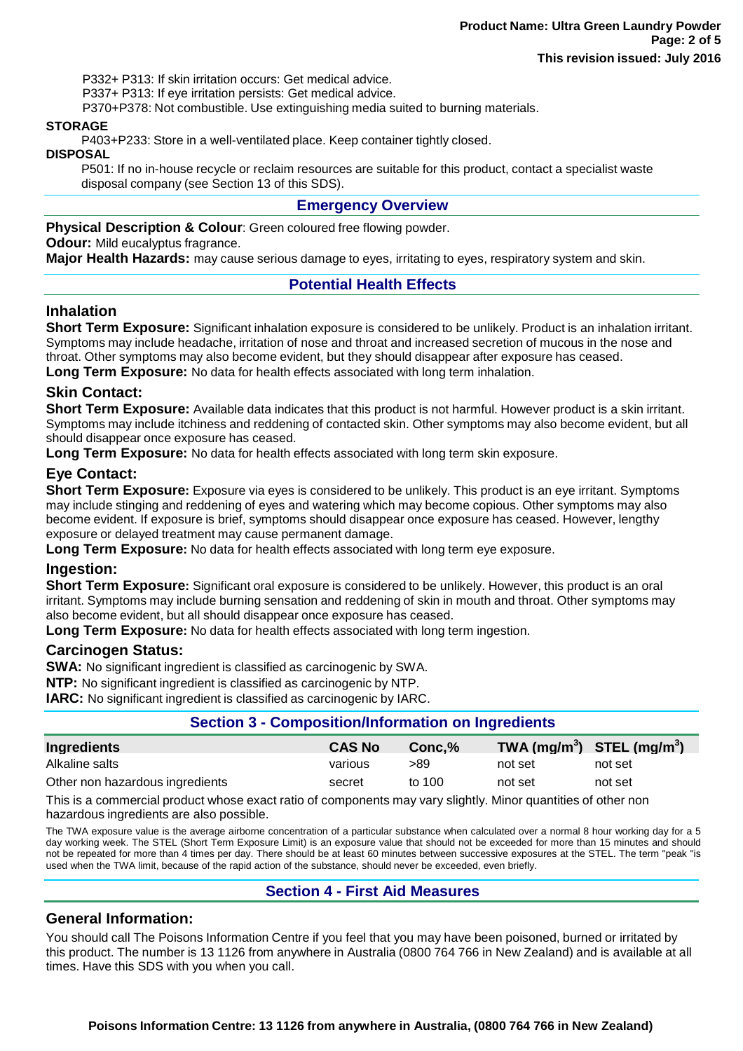P332+ P313: If skin irritation occurs: Get medical advice.
P337+ P313: If eye irritation persists: Get medical advice.
P370+P378: Not combustible. Use extinguishing media suited to burning materials.

**STORAGE**

P403+P233: Store in a well-ventilated place. Keep container tightly closed.

**DISPOSAL**

P501: If no in-house recycle or reclaim resources are suitable for this product, contact a specialist waste disposal company (see Section 13 of this SDS).

## Emergency Overview

**Physical Description & Colour**: Green coloured free flowing powder.
**Odour:** Mild eucalyptus fragrance.
**Major Health Hazards:** may cause serious damage to eyes, irritating to eyes, respiratory system and skin.

## Potential Health Effects

### Inhalation

**Short Term Exposure:** Significant inhalation exposure is considered to be unlikely. Product is an inhalation irritant. Symptoms may include headache, irritation of nose and throat and increased secretion of mucous in the nose and throat. Other symptoms may also become evident, but they should disappear after exposure has ceased.
**Long Term Exposure:** No data for health effects associated with long term inhalation.

### Skin Contact:

**Short Term Exposure:** Available data indicates that this product is not harmful. However product is a skin irritant. Symptoms may include itchiness and reddening of contacted skin. Other symptoms may also become evident, but all should disappear once exposure has ceased.
**Long Term Exposure:** No data for health effects associated with long term skin exposure.

### Eye Contact:

**Short Term Exposure:** Exposure via eyes is considered to be unlikely. This product is an eye irritant. Symptoms may include stinging and reddening of eyes and watering which may become copious. Other symptoms may also become evident. If exposure is brief, symptoms should disappear once exposure has ceased. However, lengthy exposure or delayed treatment may cause permanent damage.
**Long Term Exposure:** No data for health effects associated with long term eye exposure.

### Ingestion:

**Short Term Exposure:** Significant oral exposure is considered to be unlikely. However, this product is an oral irritant. Symptoms may include burning sensation and reddening of skin in mouth and throat. Other symptoms may also become evident, but all should disappear once exposure has ceased.
**Long Term Exposure:** No data for health effects associated with long term ingestion.

### Carcinogen Status:

**SWA:** No significant ingredient is classified as carcinogenic by SWA.
**NTP:** No significant ingredient is classified as carcinogenic by NTP.
**IARC:** No significant ingredient is classified as carcinogenic by IARC.

## Section 3 - Composition/Information on Ingredients

| Ingredients | CAS No | Conc,% | TWA (mg/m$^3$) | STEL (mg/m$^3$) |
|---|---|---|---|---|
| Alkaline salts | various | >89 | not set | not set |
| Other non hazardous ingredients | secret | to 100 | not set | not set |

This is a commercial product whose exact ratio of components may vary slightly. Minor quantities of other non hazardous ingredients are also possible.

The TWA exposure value is the average airborne concentration of a particular substance when calculated over a normal 8 hour working day for a 5 day working week. The STEL (Short Term Exposure Limit) is an exposure value that should not be exceeded for more than 15 minutes and should not be repeated for more than 4 times per day. There should be at least 60 minutes between successive exposures at the STEL. The term "peak "is used when the TWA limit, because of the rapid action of the substance, should never be exceeded, even briefly.

## Section 4 - First Aid Measures

### General Information:

You should call The Poisons Information Centre if you feel that you may have been poisoned, burned or irritated by this product. The number is 13 1126 from anywhere in Australia (0800 764 766 in New Zealand) and is available at all times. Have this SDS with you when you call.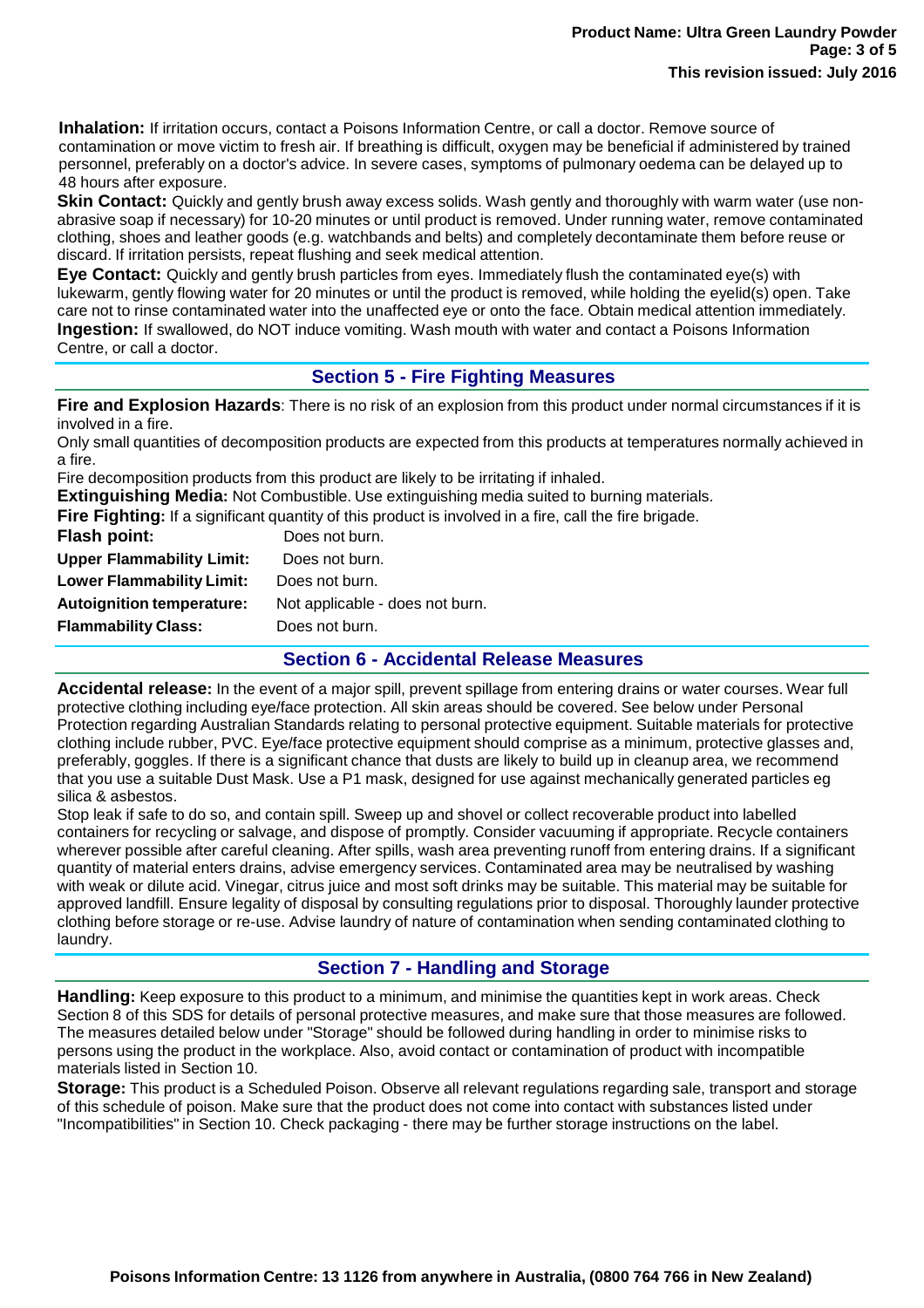**Inhalation:** If irritation occurs, contact a Poisons Information Centre, or call a doctor. Remove source of contamination or move victim to fresh air. If breathing is difficult, oxygen may be beneficial if administered by trained personnel, preferably on a doctor's advice. In severe cases, symptoms of pulmonary oedema can be delayed up to 48 hours after exposure.

**Skin Contact:** Quickly and gently brush away excess solids. Wash gently and thoroughly with warm water (use non-abrasive soap if necessary) for 10-20 minutes or until product is removed. Under running water, remove contaminated clothing, shoes and leather goods (e.g. watchbands and belts) and completely decontaminate them before reuse or discard. If irritation persists, repeat flushing and seek medical attention.

**Eye Contact:** Quickly and gently brush particles from eyes. Immediately flush the contaminated eye(s) with lukewarm, gently flowing water for 20 minutes or until the product is removed, while holding the eyelid(s) open. Take care not to rinse contaminated water into the unaffected eye or onto the face. Obtain medical attention immediately.

**Ingestion:** If swallowed, do NOT induce vomiting. Wash mouth with water and contact a Poisons Information Centre, or call a doctor.

## Section 5 - Fire Fighting Measures

**Fire and Explosion Hazards**: There is no risk of an explosion from this product under normal circumstances if it is involved in a fire.

Only small quantities of decomposition products are expected from this products at temperatures normally achieved in a fire.

Fire decomposition products from this product are likely to be irritating if inhaled.

**Extinguishing Media:** Not Combustible. Use extinguishing media suited to burning materials.

**Fire Fighting:** If a significant quantity of this product is involved in a fire, call the fire brigade.

| | |
|---|---|
| **Flash point:** | Does not burn. |
| **Upper Flammability Limit:** | Does not burn. |
| **Lower Flammability Limit:** | Does not burn. |
| **Autoignition temperature:** | Not applicable - does not burn. |
| **Flammability Class:** | Does not burn. |

## Section 6 - Accidental Release Measures

**Accidental release:** In the event of a major spill, prevent spillage from entering drains or water courses. Wear full protective clothing including eye/face protection. All skin areas should be covered. See below under Personal Protection regarding Australian Standards relating to personal protective equipment. Suitable materials for protective clothing include rubber, PVC. Eye/face protective equipment should comprise as a minimum, protective glasses and, preferably, goggles. If there is a significant chance that dusts are likely to build up in cleanup area, we recommend that you use a suitable Dust Mask. Use a P1 mask, designed for use against mechanically generated particles eg silica & asbestos.

Stop leak if safe to do so, and contain spill. Sweep up and shovel or collect recoverable product into labelled containers for recycling or salvage, and dispose of promptly. Consider vacuuming if appropriate. Recycle containers wherever possible after careful cleaning. After spills, wash area preventing runoff from entering drains. If a significant quantity of material enters drains, advise emergency services. Contaminated area may be neutralised by washing with weak or dilute acid. Vinegar, citrus juice and most soft drinks may be suitable. This material may be suitable for approved landfill. Ensure legality of disposal by consulting regulations prior to disposal. Thoroughly launder protective clothing before storage or re-use. Advise laundry of nature of contamination when sending contaminated clothing to laundry.

## Section 7 - Handling and Storage

**Handling:** Keep exposure to this product to a minimum, and minimise the quantities kept in work areas. Check Section 8 of this SDS for details of personal protective measures, and make sure that those measures are followed. The measures detailed below under "Storage" should be followed during handling in order to minimise risks to persons using the product in the workplace. Also, avoid contact or contamination of product with incompatible materials listed in Section 10.

**Storage:** This product is a Scheduled Poison. Observe all relevant regulations regarding sale, transport and storage of this schedule of poison. Make sure that the product does not come into contact with substances listed under "Incompatibilities" in Section 10. Check packaging - there may be further storage instructions on the label.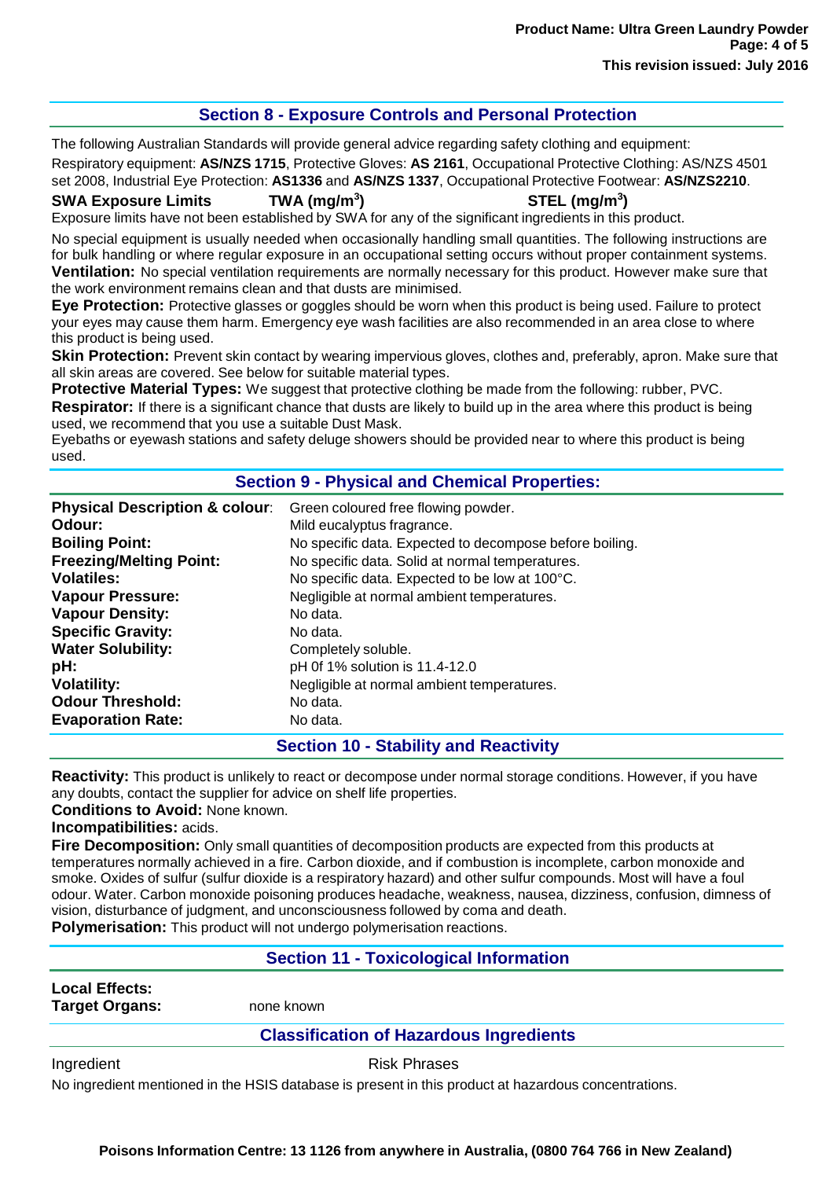## Section 8 - Exposure Controls and Personal Protection

The following Australian Standards will provide general advice regarding safety clothing and equipment:

Respiratory equipment: **AS/NZS 1715**, Protective Gloves: **AS 2161**, Occupational Protective Clothing: AS/NZS 4501 set 2008, Industrial Eye Protection: **AS1336** and **AS/NZS 1337**, Occupational Protective Footwear: **AS/NZS2210**.

| **SWA Exposure Limits** | **TWA ($mg/m^3$)** | **STEL ($mg/m^3$)** |
|---|---|---|

Exposure limits have not been established by SWA for any of the significant ingredients in this product.

No special equipment is usually needed when occasionally handling small quantities. The following instructions are for bulk handling or where regular exposure in an occupational setting occurs without proper containment systems.

**Ventilation:** No special ventilation requirements are normally necessary for this product. However make sure that the work environment remains clean and that dusts are minimised.

**Eye Protection:** Protective glasses or goggles should be worn when this product is being used. Failure to protect your eyes may cause them harm. Emergency eye wash facilities are also recommended in an area close to where this product is being used.

**Skin Protection:** Prevent skin contact by wearing impervious gloves, clothes and, preferably, apron. Make sure that all skin areas are covered. See below for suitable material types.

**Protective Material Types:** We suggest that protective clothing be made from the following: rubber, PVC.

**Respirator:** If there is a significant chance that dusts are likely to build up in the area where this product is being used, we recommend that you use a suitable Dust Mask.

Eyebaths or eyewash stations and safety deluge showers should be provided near to where this product is being used.

## Section 9 - Physical and Chemical Properties:

| | |
|---|---|
| **Physical Description & colour**: | Green coloured free flowing powder. |
| **Odour:** | Mild eucalyptus fragrance. |
| **Boiling Point:** | No specific data. Expected to decompose before boiling. |
| **Freezing/Melting Point:** | No specific data. Solid at normal temperatures. |
| **Volatiles:** | No specific data. Expected to be low at 100°C. |
| **Vapour Pressure:** | Negligible at normal ambient temperatures. |
| **Vapour Density:** | No data. |
| **Specific Gravity:** | No data. |
| **Water Solubility:** | Completely soluble. |
| **pH:** | pH 0f 1% solution is 11.4-12.0 |
| **Volatility:** | Negligible at normal ambient temperatures. |
| **Odour Threshold:** | No data. |
| **Evaporation Rate:** | No data. |

## Section 10 - Stability and Reactivity

**Reactivity:** This product is unlikely to react or decompose under normal storage conditions. However, if you have any doubts, contact the supplier for advice on shelf life properties.

**Conditions to Avoid:** None known.

**Incompatibilities:** acids.

**Fire Decomposition:** Only small quantities of decomposition products are expected from this products at temperatures normally achieved in a fire. Carbon dioxide, and if combustion is incomplete, carbon monoxide and smoke. Oxides of sulfur (sulfur dioxide is a respiratory hazard) and other sulfur compounds. Most will have a foul odour. Water. Carbon monoxide poisoning produces headache, weakness, nausea, dizziness, confusion, dimness of vision, disturbance of judgment, and unconsciousness followed by coma and death.

**Polymerisation:** This product will not undergo polymerisation reactions.

## Section 11 - Toxicological Information

**Local Effects:**
**Target Organs:** none known

### Classification of Hazardous Ingredients

| Ingredient | Risk Phrases |
|---|---|

No ingredient mentioned in the HSIS database is present in this product at hazardous concentrations.

**Poisons Information Centre: 13 1126 from anywhere in Australia, (0800 764 766 in New Zealand)**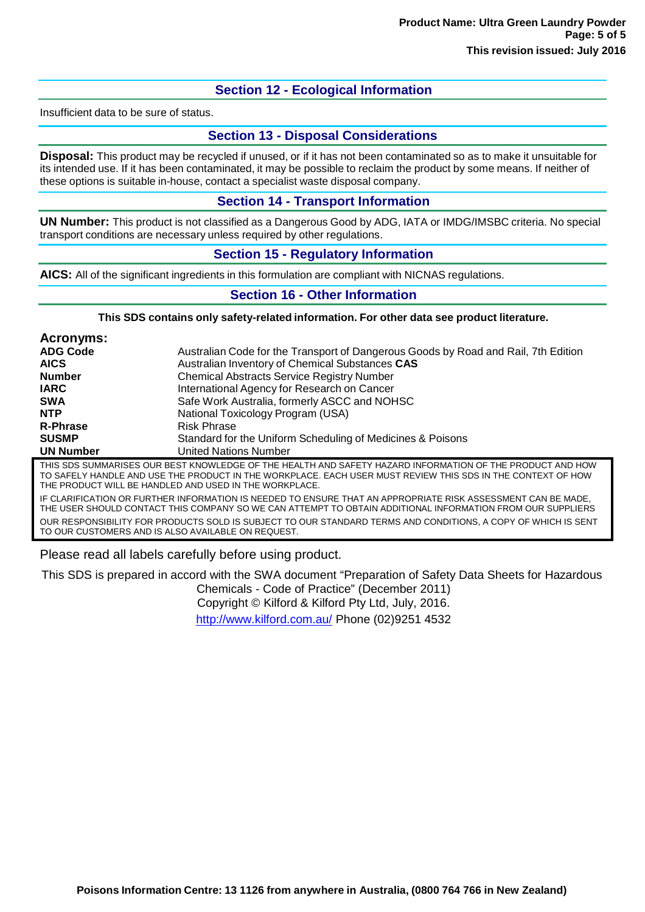## Section 12 - Ecological Information

Insufficient data to be sure of status.

## Section 13 - Disposal Considerations

**Disposal:** This product may be recycled if unused, or if it has not been contaminated so as to make it unsuitable for its intended use. If it has been contaminated, it may be possible to reclaim the product by some means. If neither of these options is suitable in-house, contact a specialist waste disposal company.

## Section 14 - Transport Information

**UN Number:** This product is not classified as a Dangerous Good by ADG, IATA or IMDG/IMSBC criteria. No special transport conditions are necessary unless required by other regulations.

## Section 15 - Regulatory Information

**AICS:** All of the significant ingredients in this formulation are compliant with NICNAS regulations.

## Section 16 - Other Information

**This SDS contains only safety-related information. For other data see product literature.**

### Acronyms:

| | |
|---|---|
| **ADG Code** | Australian Code for the Transport of Dangerous Goods by Road and Rail, 7th Edition |
| **AICS** | Australian Inventory of Chemical Substances |
| **CAS Number** | Chemical Abstracts Service Registry Number |
| **IARC** | International Agency for Research on Cancer |
| **SWA** | Safe Work Australia, formerly ASCC and NOHSC |
| **NTP** | National Toxicology Program (USA) |
| **R-Phrase** | Risk Phrase |
| **SUSMP** | Standard for the Uniform Scheduling of Medicines & Poisons |
| **UN Number** | United Nations Number |

THIS SDS SUMMARISES OUR BEST KNOWLEDGE OF THE HEALTH AND SAFETY HAZARD INFORMATION OF THE PRODUCT AND HOW TO SAFELY HANDLE AND USE THE PRODUCT IN THE WORKPLACE. EACH USER MUST REVIEW THIS SDS IN THE CONTEXT OF HOW THE PRODUCT WILL BE HANDLED AND USED IN THE WORKPLACE.

IF CLARIFICATION OR FURTHER INFORMATION IS NEEDED TO ENSURE THAT AN APPROPRIATE RISK ASSESSMENT CAN BE MADE, THE USER SHOULD CONTACT THIS COMPANY SO WE CAN ATTEMPT TO OBTAIN ADDITIONAL INFORMATION FROM OUR SUPPLIERS

OUR RESPONSIBILITY FOR PRODUCTS SOLD IS SUBJECT TO OUR STANDARD TERMS AND CONDITIONS, A COPY OF WHICH IS SENT TO OUR CUSTOMERS AND IS ALSO AVAILABLE ON REQUEST.

Please read all labels carefully before using product.

This SDS is prepared in accord with the SWA document "Preparation of Safety Data Sheets for Hazardous Chemicals - Code of Practice" (December 2011)

Copyright © Kilford & Kilford Pty Ltd, July, 2016.

http://www.kilford.com.au/ Phone (02)9251 4532

**Poisons Information Centre: 13 1126 from anywhere in Australia, (0800 764 766 in New Zealand)**